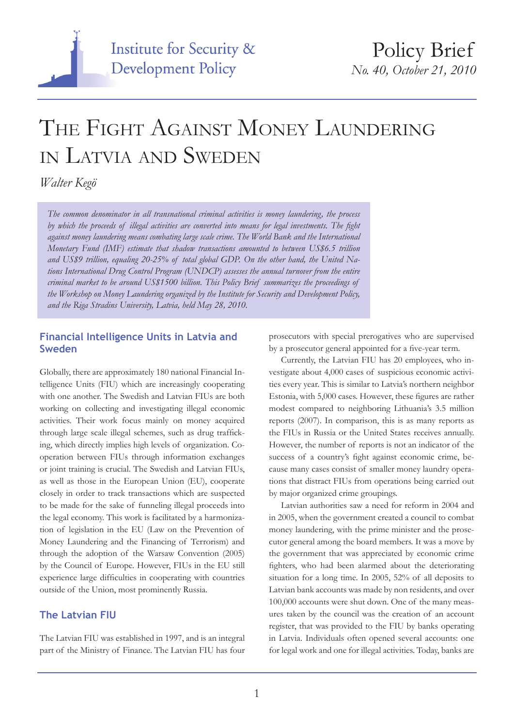Institute for Security & Development Policy

Policy Brief
*No. 40, October 21, 2010*

# The Fight Against Money Laundering in Latvia and Sweden

*Walter Kegö*

*The common denominator in all transnational criminal activities is money laundering, the process by which the proceeds of illegal activities are converted into means for legal investments. The fight against money laundering means combating large scale crime. The World Bank and the International Monetary Fund (IMF) estimate that shadow transactions amounted to between US$6.5 trillion and US$9 trillion, equaling 20-25% of total global GDP. On the other hand, the United Nations International Drug Control Program (UNDCP) assesses the annual turnover from the entire criminal market to be around US$1500 billion. This Policy Brief summarizes the proceedings of the Workshop on Money Laundering organized by the Institute for Security and Development Policy, and the Riga Stradins University, Latvia, held May 28, 2010.*

## Financial Intelligence Units in Latvia and Sweden

Globally, there are approximately 180 national Financial Intelligence Units (FIU) which are increasingly cooperating with one another. The Swedish and Latvian FIUs are both working on collecting and investigating illegal economic activities. Their work focus mainly on money acquired through large scale illegal schemes, such as drug trafficking, which directly implies high levels of organization. Cooperation between FIUs through information exchanges or joint training is crucial. The Swedish and Latvian FIUs, as well as those in the European Union (EU), cooperate closely in order to track transactions which are suspected to be made for the sake of funneling illegal proceeds into the legal economy. This work is facilitated by a harmonization of legislation in the EU (Law on the Prevention of Money Laundering and the Financing of Terrorism) and through the adoption of the Warsaw Convention (2005) by the Council of Europe. However, FIUs in the EU still experience large difficulties in cooperating with countries outside of the Union, most prominently Russia.

## The Latvian FIU

The Latvian FIU was established in 1997, and is an integral part of the Ministry of Finance. The Latvian FIU has four prosecutors with special prerogatives who are supervised by a prosecutor general appointed for a five-year term.

Currently, the Latvian FIU has 20 employees, who investigate about 4,000 cases of suspicious economic activities every year. This is similar to Latvia's northern neighbor Estonia, with 5,000 cases. However, these figures are rather modest compared to neighboring Lithuania's 3.5 million reports (2007). In comparison, this is as many reports as the FIUs in Russia or the United States receives annually. However, the number of reports is not an indicator of the success of a country's fight against economic crime, because many cases consist of smaller money laundry operations that distract FIUs from operations being carried out by major organized crime groupings.

Latvian authorities saw a need for reform in 2004 and in 2005, when the government created a council to combat money laundering, with the prime minister and the prosecutor general among the board members. It was a move by the government that was appreciated by economic crime fighters, who had been alarmed about the deteriorating situation for a long time. In 2005, 52% of all deposits to Latvian bank accounts was made by non residents, and over 100,000 accounts were shut down. One of the many measures taken by the council was the creation of an account register, that was provided to the FIU by banks operating in Latvia. Individuals often opened several accounts: one for legal work and one for illegal activities. Today, banks are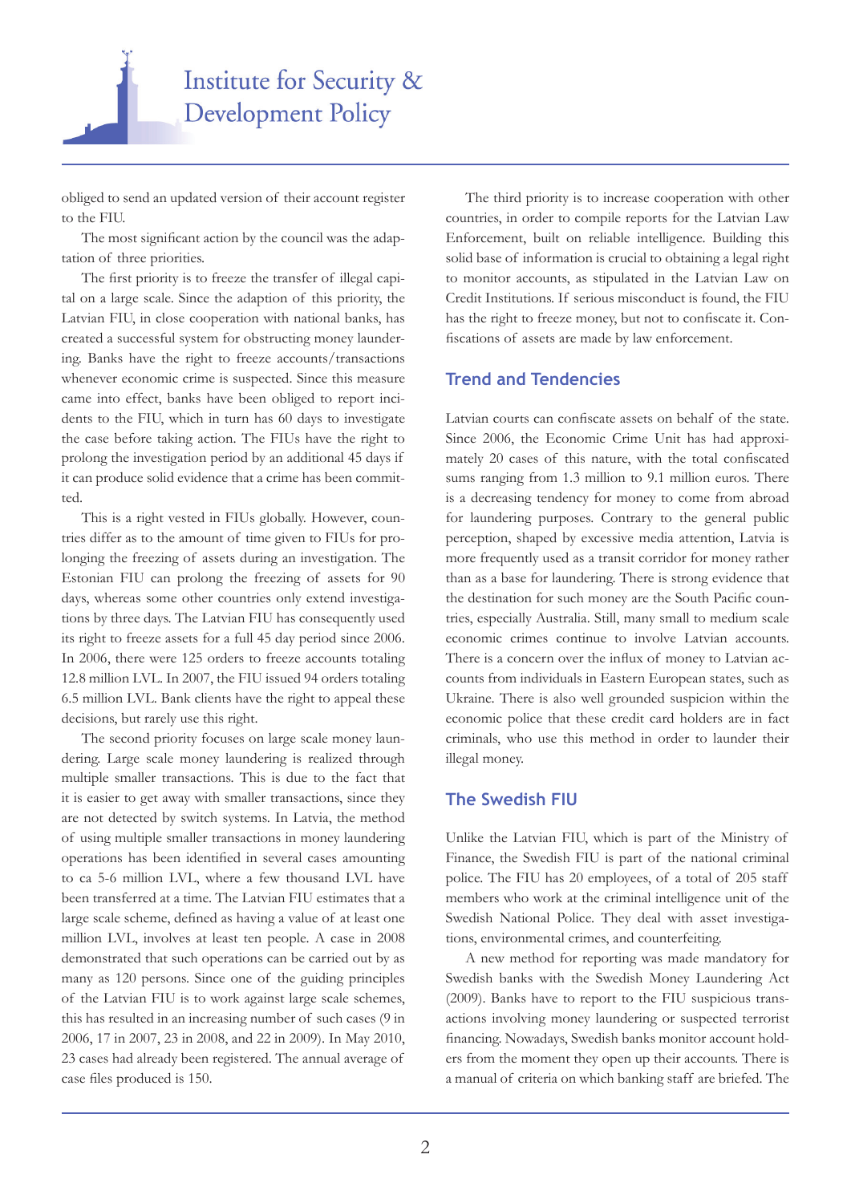obliged to send an updated version of their account register to the FIU.

The most significant action by the council was the adaptation of three priorities.

The first priority is to freeze the transfer of illegal capital on a large scale. Since the adaption of this priority, the Latvian FIU, in close cooperation with national banks, has created a successful system for obstructing money laundering. Banks have the right to freeze accounts/transactions whenever economic crime is suspected. Since this measure came into effect, banks have been obliged to report incidents to the FIU, which in turn has 60 days to investigate the case before taking action. The FIUs have the right to prolong the investigation period by an additional 45 days if it can produce solid evidence that a crime has been committed.

This is a right vested in FIUs globally. However, countries differ as to the amount of time given to FIUs for prolonging the freezing of assets during an investigation. The Estonian FIU can prolong the freezing of assets for 90 days, whereas some other countries only extend investigations by three days. The Latvian FIU has consequently used its right to freeze assets for a full 45 day period since 2006. In 2006, there were 125 orders to freeze accounts totaling 12.8 million LVL. In 2007, the FIU issued 94 orders totaling 6.5 million LVL. Bank clients have the right to appeal these decisions, but rarely use this right.

The second priority focuses on large scale money laundering. Large scale money laundering is realized through multiple smaller transactions. This is due to the fact that it is easier to get away with smaller transactions, since they are not detected by switch systems. In Latvia, the method of using multiple smaller transactions in money laundering operations has been identified in several cases amounting to ca 5-6 million LVL, where a few thousand LVL have been transferred at a time. The Latvian FIU estimates that a large scale scheme, defined as having a value of at least one million LVL, involves at least ten people. A case in 2008 demonstrated that such operations can be carried out by as many as 120 persons. Since one of the guiding principles of the Latvian FIU is to work against large scale schemes, this has resulted in an increasing number of such cases (9 in 2006, 17 in 2007, 23 in 2008, and 22 in 2009). In May 2010, 23 cases had already been registered. The annual average of case files produced is 150.

The third priority is to increase cooperation with other countries, in order to compile reports for the Latvian Law Enforcement, built on reliable intelligence. Building this solid base of information is crucial to obtaining a legal right to monitor accounts, as stipulated in the Latvian Law on Credit Institutions. If serious misconduct is found, the FIU has the right to freeze money, but not to confiscate it. Confiscations of assets are made by law enforcement.

## Trend and Tendencies

Latvian courts can confiscate assets on behalf of the state. Since 2006, the Economic Crime Unit has had approximately 20 cases of this nature, with the total confiscated sums ranging from 1.3 million to 9.1 million euros. There is a decreasing tendency for money to come from abroad for laundering purposes. Contrary to the general public perception, shaped by excessive media attention, Latvia is more frequently used as a transit corridor for money rather than as a base for laundering. There is strong evidence that the destination for such money are the South Pacific countries, especially Australia. Still, many small to medium scale economic crimes continue to involve Latvian accounts. There is a concern over the influx of money to Latvian accounts from individuals in Eastern European states, such as Ukraine. There is also well grounded suspicion within the economic police that these credit card holders are in fact criminals, who use this method in order to launder their illegal money.

## The Swedish FIU

Unlike the Latvian FIU, which is part of the Ministry of Finance, the Swedish FIU is part of the national criminal police. The FIU has 20 employees, of a total of 205 staff members who work at the criminal intelligence unit of the Swedish National Police. They deal with asset investigations, environmental crimes, and counterfeiting.

A new method for reporting was made mandatory for Swedish banks with the Swedish Money Laundering Act (2009). Banks have to report to the FIU suspicious transactions involving money laundering or suspected terrorist financing. Nowadays, Swedish banks monitor account holders from the moment they open up their accounts. There is a manual of criteria on which banking staff are briefed. The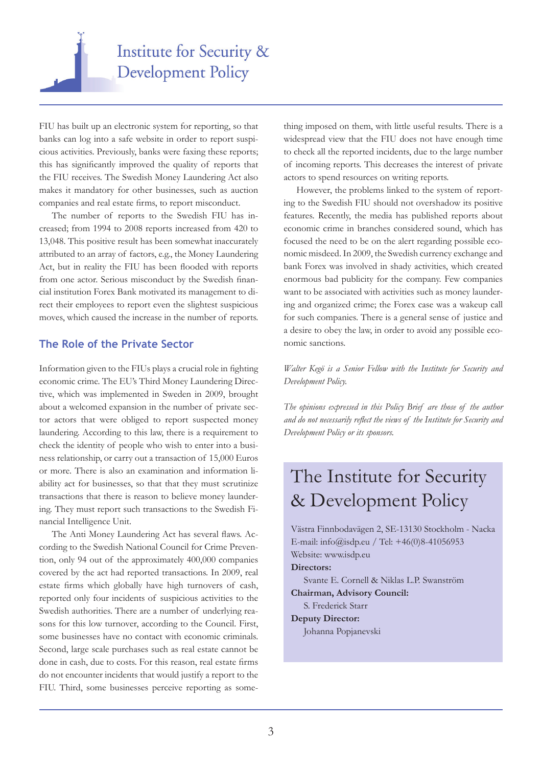FIU has built up an electronic system for reporting, so that banks can log into a safe website in order to report suspicious activities. Previously, banks were faxing these reports; this has significantly improved the quality of reports that the FIU receives. The Swedish Money Laundering Act also makes it mandatory for other businesses, such as auction companies and real estate firms, to report misconduct.

The number of reports to the Swedish FIU has increased; from 1994 to 2008 reports increased from 420 to 13,048. This positive result has been somewhat inaccurately attributed to an array of factors, e.g., the Money Laundering Act, but in reality the FIU has been flooded with reports from one actor. Serious misconduct by the Swedish financial institution Forex Bank motivated its management to direct their employees to report even the slightest suspicious moves, which caused the increase in the number of reports.

## The Role of the Private Sector

Information given to the FIUs plays a crucial role in fighting economic crime. The EU's Third Money Laundering Directive, which was implemented in Sweden in 2009, brought about a welcomed expansion in the number of private sector actors that were obliged to report suspected money laundering. According to this law, there is a requirement to check the identity of people who wish to enter into a business relationship, or carry out a transaction of 15,000 Euros or more. There is also an examination and information liability act for businesses, so that that they must scrutinize transactions that there is reason to believe money laundering. They must report such transactions to the Swedish Financial Intelligence Unit.

The Anti Money Laundering Act has several flaws. According to the Swedish National Council for Crime Prevention, only 94 out of the approximately 400,000 companies covered by the act had reported transactions. In 2009, real estate firms which globally have high turnovers of cash, reported only four incidents of suspicious activities to the Swedish authorities. There are a number of underlying reasons for this low turnover, according to the Council. First, some businesses have no contact with economic criminals. Second, large scale purchases such as real estate cannot be done in cash, due to costs. For this reason, real estate firms do not encounter incidents that would justify a report to the FIU. Third, some businesses perceive reporting as something imposed on them, with little useful results. There is a widespread view that the FIU does not have enough time to check all the reported incidents, due to the large number of incoming reports. This decreases the interest of private actors to spend resources on writing reports.

However, the problems linked to the system of reporting to the Swedish FIU should not overshadow its positive features. Recently, the media has published reports about economic crime in branches considered sound, which has focused the need to be on the alert regarding possible economic misdeed. In 2009, the Swedish currency exchange and bank Forex was involved in shady activities, which created enormous bad publicity for the company. Few companies want to be associated with activities such as money laundering and organized crime; the Forex case was a wakeup call for such companies. There is a general sense of justice and a desire to obey the law, in order to avoid any possible economic sanctions.

*Walter Kegö is a Senior Fellow with the Institute for Security and Development Policy.*

*The opinions expressed in this Policy Brief are those of the author and do not necessarily reflect the views of the Institute for Security and Development Policy or its sponsors.*

## The Institute for Security & Development Policy

Västra Finnbodavägen 2, SE-13130 Stockholm - Nacka
E-mail: info@isdp.eu / Tel: +46(0)8-41056953
Website: www.isdp.eu

**Directors:**
Svante E. Cornell & Niklas L.P. Swanström

**Chairman, Advisory Council:**
S. Frederick Starr

**Deputy Director:**
Johanna Popjanevski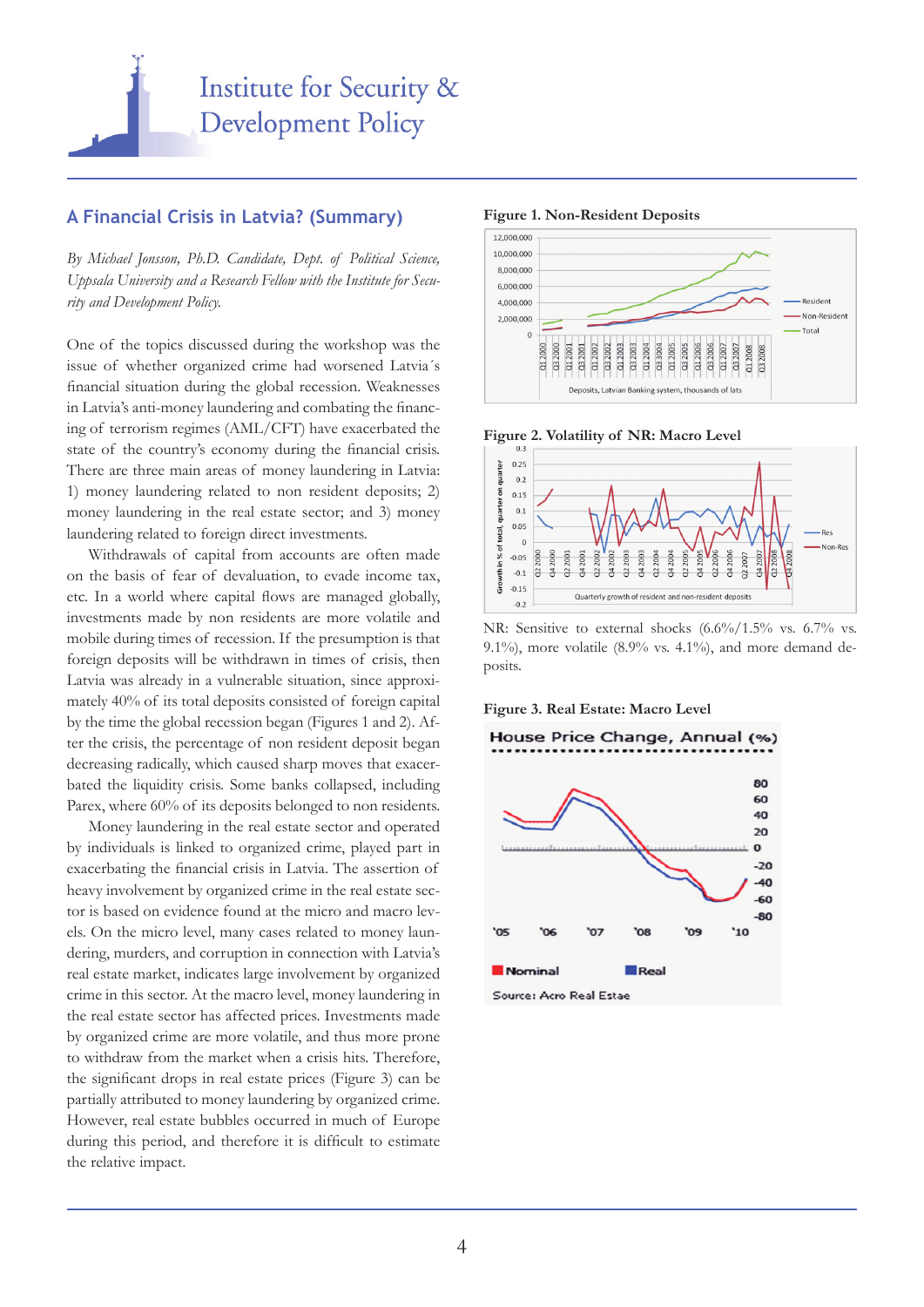# Institute for Security & Development Policy

## A Financial Crisis in Latvia? (Summary)

*By Michael Jonsson, Ph.D. Candidate, Dept. of Political Science, Uppsala University and a Research Fellow with the Institute for Security and Development Policy.*

One of the topics discussed during the workshop was the issue of whether organized crime had worsened Latvia´s financial situation during the global recession. Weaknesses in Latvia's anti-money laundering and combating the financing of terrorism regimes (AML/CFT) have exacerbated the state of the country's economy during the financial crisis. There are three main areas of money laundering in Latvia: 1) money laundering related to non resident deposits; 2) money laundering in the real estate sector; and 3) money laundering related to foreign direct investments.

Withdrawals of capital from accounts are often made on the basis of fear of devaluation, to evade income tax, etc. In a world where capital flows are managed globally, investments made by non residents are more volatile and mobile during times of recession. If the presumption is that foreign deposits will be withdrawn in times of crisis, then Latvia was already in a vulnerable situation, since approximately 40% of its total deposits consisted of foreign capital by the time the global recession began (Figures 1 and 2). After the crisis, the percentage of non resident deposit began decreasing radically, which caused sharp moves that exacerbated the liquidity crisis. Some banks collapsed, including Parex, where 60% of its deposits belonged to non residents.

Money laundering in the real estate sector and operated by individuals is linked to organized crime, played part in exacerbating the financial crisis in Latvia. The assertion of heavy involvement by organized crime in the real estate sector is based on evidence found at the micro and macro levels. On the micro level, many cases related to money laundering, murders, and corruption in connection with Latvia's real estate market, indicates large involvement by organized crime in this sector. At the macro level, money laundering in the real estate sector has affected prices. Investments made by organized crime are more volatile, and thus more prone to withdraw from the market when a crisis hits. Therefore, the significant drops in real estate prices (Figure 3) can be partially attributed to money laundering by organized crime. However, real estate bubbles occurred in much of Europe during this period, and therefore it is difficult to estimate the relative impact.

**Figure 1. Non-Resident Deposits**

12,000,000
10,000,000
8,000,000
6,000,000
4,000,000
2,000,000
0

Q1 2000, Q3 2000, Q1 2001, Q3 2001, Q1 2002, Q3 2002, Q1 2003, Q3 2003, Q1 2004, Q3 2004, Q1 2005, Q3 2005, Q1 2006, Q3 2006, Q1 2007, Q3 2007, Q1 2008, Q3 2008

Resident
Non-Resident
Total

Deposits, Latvian Banking system, thousands of lats

**Figure 2. Volatility of NR: Macro Level**

Growth in % of total, quarter on quarter

0.3, 0.25, 0.2, 0.15, 0.1, 0.05, 0, -0.05, -0.1, -0.15, -0.2

Q2 2000, Q4 2000, Q2 2001, Q4 2001, Q2 2002, Q4 2002, Q2 2003, Q4 2003, Q2 2004, Q4 2004, Q2 2005, Q4 2005, Q2 2006, Q4 2006, Q2 2007, Q4 2007, Q2 2008, Q4 2008

Res
Non-Res

Quarterly growth of resident and non-resident deposits

NR: Sensitive to external shocks (6.6%/1.5% vs. 6.7% vs. 9.1%), more volatile (8.9% vs. 4.1%), and more demand deposits.

**Figure 3. Real Estate: Macro Level**

House Price Change, Annual (%)

80, 60, 40, 20, 0, -20, -40, -60, -80

'05, '06, '07, '08, '09, '10

Nominal
Real

Source: Arco Real Estae